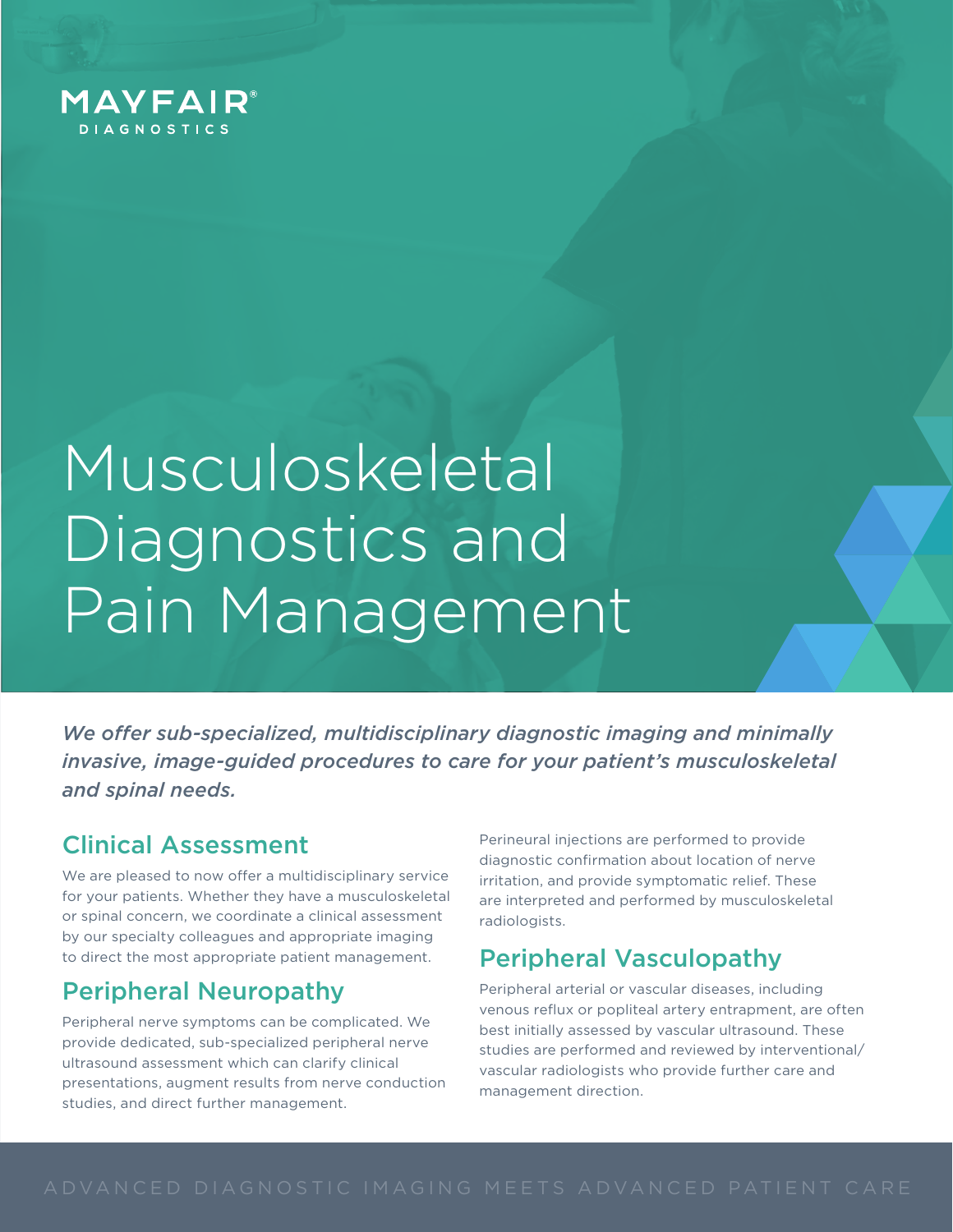MAYFAIR®
DIAGNOSTICS

# Musculoskeletal Diagnostics and Pain Management

*We offer sub-specialized, multidisciplinary diagnostic imaging and minimally invasive, image-guided procedures to care for your patient's musculoskeletal and spinal needs.*

## Clinical Assessment

We are pleased to now offer a multidisciplinary service for your patients. Whether they have a musculoskeletal or spinal concern, we coordinate a clinical assessment by our specialty colleagues and appropriate imaging to direct the most appropriate patient management.

## Peripheral Neuropathy

Peripheral nerve symptoms can be complicated. We provide dedicated, sub-specialized peripheral nerve ultrasound assessment which can clarify clinical presentations, augment results from nerve conduction studies, and direct further management.

Perineural injections are performed to provide diagnostic confirmation about location of nerve irritation, and provide symptomatic relief. These are interpreted and performed by musculoskeletal radiologists.

## Peripheral Vasculopathy

Peripheral arterial or vascular diseases, including venous reflux or popliteal artery entrapment, are often best initially assessed by vascular ultrasound. These studies are performed and reviewed by interventional/vascular radiologists who provide further care and management direction.

ADVANCED DIAGNOSTIC IMAGING MEETS ADVANCED PATIENT CARE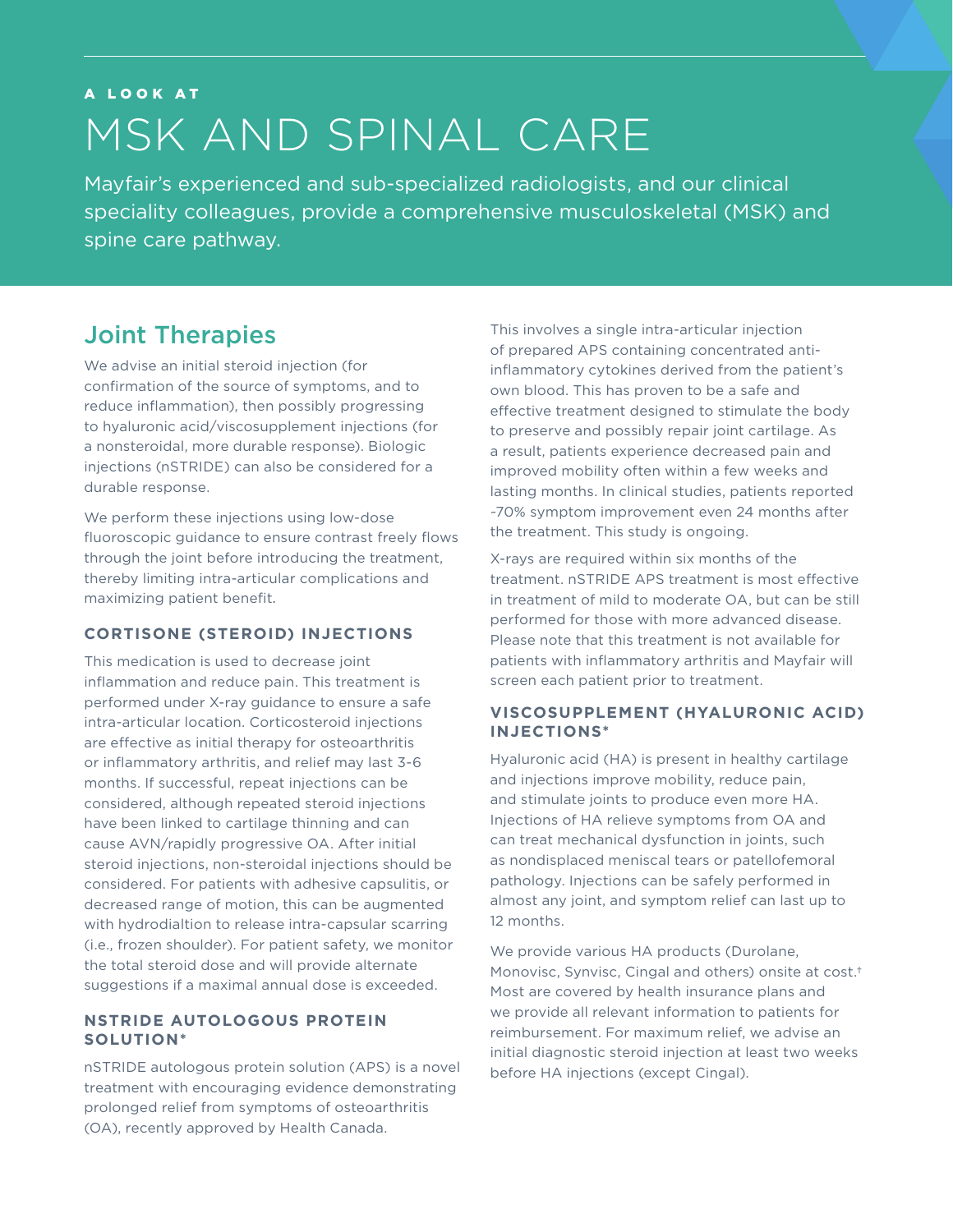A LOOK AT

# MSK AND SPINAL CARE

Mayfair's experienced and sub-specialized radiologists, and our clinical speciality colleagues, provide a comprehensive musculoskeletal (MSK) and spine care pathway.

## Joint Therapies

We advise an initial steroid injection (for confirmation of the source of symptoms, and to reduce inflammation), then possibly progressing to hyaluronic acid/viscosupplement injections (for a nonsteroidal, more durable response). Biologic injections (nSTRIDE) can also be considered for a durable response.

We perform these injections using low-dose fluoroscopic guidance to ensure contrast freely flows through the joint before introducing the treatment, thereby limiting intra-articular complications and maximizing patient benefit.

### CORTISONE (STEROID) INJECTIONS

This medication is used to decrease joint inflammation and reduce pain. This treatment is performed under X-ray guidance to ensure a safe intra-articular location. Corticosteroid injections are effective as initial therapy for osteoarthritis or inflammatory arthritis, and relief may last 3-6 months. If successful, repeat injections can be considered, although repeated steroid injections have been linked to cartilage thinning and can cause AVN/rapidly progressive OA. After initial steroid injections, non-steroidal injections should be considered. For patients with adhesive capsulitis, or decreased range of motion, this can be augmented with hydrodialtion to release intra-capsular scarring (i.e., frozen shoulder). For patient safety, we monitor the total steroid dose and will provide alternate suggestions if a maximal annual dose is exceeded.

### NSTRIDE AUTOLOGOUS PROTEIN SOLUTION*

nSTRIDE autologous protein solution (APS) is a novel treatment with encouraging evidence demonstrating prolonged relief from symptoms of osteoarthritis (OA), recently approved by Health Canada.

This involves a single intra-articular injection of prepared APS containing concentrated anti-inflammatory cytokines derived from the patient's own blood. This has proven to be a safe and effective treatment designed to stimulate the body to preserve and possibly repair joint cartilage. As a result, patients experience decreased pain and improved mobility often within a few weeks and lasting months. In clinical studies, patients reported ~70% symptom improvement even 24 months after the treatment. This study is ongoing.

X-rays are required within six months of the treatment. nSTRIDE APS treatment is most effective in treatment of mild to moderate OA, but can be still performed for those with more advanced disease. Please note that this treatment is not available for patients with inflammatory arthritis and Mayfair will screen each patient prior to treatment.

### VISCOSUPPLEMENT (HYALURONIC ACID) INJECTIONS*

Hyaluronic acid (HA) is present in healthy cartilage and injections improve mobility, reduce pain, and stimulate joints to produce even more HA. Injections of HA relieve symptoms from OA and can treat mechanical dysfunction in joints, such as nondisplaced meniscal tears or patellofemoral pathology. Injections can be safely performed in almost any joint, and symptom relief can last up to 12 months.

We provide various HA products (Durolane, Monovisc, Synvisc, Cingal and others) onsite at cost.† Most are covered by health insurance plans and we provide all relevant information to patients for reimbursement. For maximum relief, we advise an initial diagnostic steroid injection at least two weeks before HA injections (except Cingal).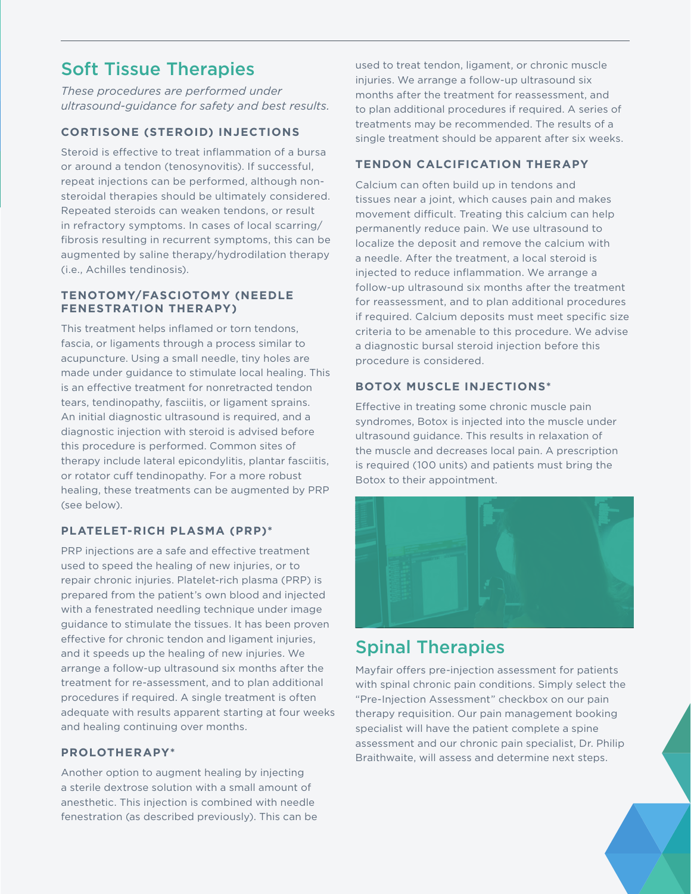## Soft Tissue Therapies

*These procedures are performed under ultrasound-guidance for safety and best results.*

### CORTISONE (STEROID) INJECTIONS

Steroid is effective to treat inflammation of a bursa or around a tendon (tenosynovitis). If successful, repeat injections can be performed, although non-steroidal therapies should be ultimately considered. Repeated steroids can weaken tendons, or result in refractory symptoms. In cases of local scarring/fibrosis resulting in recurrent symptoms, this can be augmented by saline therapy/hydrodilation therapy (i.e., Achilles tendinosis).

### TENOTOMY/FASCIOTOMY (NEEDLE FENESTRATION THERAPY)

This treatment helps inflamed or torn tendons, fascia, or ligaments through a process similar to acupuncture. Using a small needle, tiny holes are made under guidance to stimulate local healing. This is an effective treatment for nonretracted tendon tears, tendinopathy, fasciitis, or ligament sprains. An initial diagnostic ultrasound is required, and a diagnostic injection with steroid is advised before this procedure is performed. Common sites of therapy include lateral epicondylitis, plantar fasciitis, or rotator cuff tendinopathy. For a more robust healing, these treatments can be augmented by PRP (see below).

### PLATELET-RICH PLASMA (PRP)*

PRP injections are a safe and effective treatment used to speed the healing of new injuries, or to repair chronic injuries. Platelet-rich plasma (PRP) is prepared from the patient's own blood and injected with a fenestrated needling technique under image guidance to stimulate the tissues. It has been proven effective for chronic tendon and ligament injuries, and it speeds up the healing of new injuries. We arrange a follow-up ultrasound six months after the treatment for re-assessment, and to plan additional procedures if required. A single treatment is often adequate with results apparent starting at four weeks and healing continuing over months.

### PROLOTHERAPY*

Another option to augment healing by injecting a sterile dextrose solution with a small amount of anesthetic. This injection is combined with needle fenestration (as described previously). This can be used to treat tendon, ligament, or chronic muscle injuries. We arrange a follow-up ultrasound six months after the treatment for reassessment, and to plan additional procedures if required. A series of treatments may be recommended. The results of a single treatment should be apparent after six weeks.

### TENDON CALCIFICATION THERAPY

Calcium can often build up in tendons and tissues near a joint, which causes pain and makes movement difficult. Treating this calcium can help permanently reduce pain. We use ultrasound to localize the deposit and remove the calcium with a needle. After the treatment, a local steroid is injected to reduce inflammation. We arrange a follow-up ultrasound six months after the treatment for reassessment, and to plan additional procedures if required. Calcium deposits must meet specific size criteria to be amenable to this procedure. We advise a diagnostic bursal steroid injection before this procedure is considered.

### BOTOX MUSCLE INJECTIONS*

Effective in treating some chronic muscle pain syndromes, Botox is injected into the muscle under ultrasound guidance. This results in relaxation of the muscle and decreases local pain. A prescription is required (100 units) and patients must bring the Botox to their appointment.

## Spinal Therapies

Mayfair offers pre-injection assessment for patients with spinal chronic pain conditions. Simply select the "Pre-Injection Assessment" checkbox on our pain therapy requisition. Our pain management booking specialist will have the patient complete a spine assessment and our chronic pain specialist, Dr. Philip Braithwaite, will assess and determine next steps.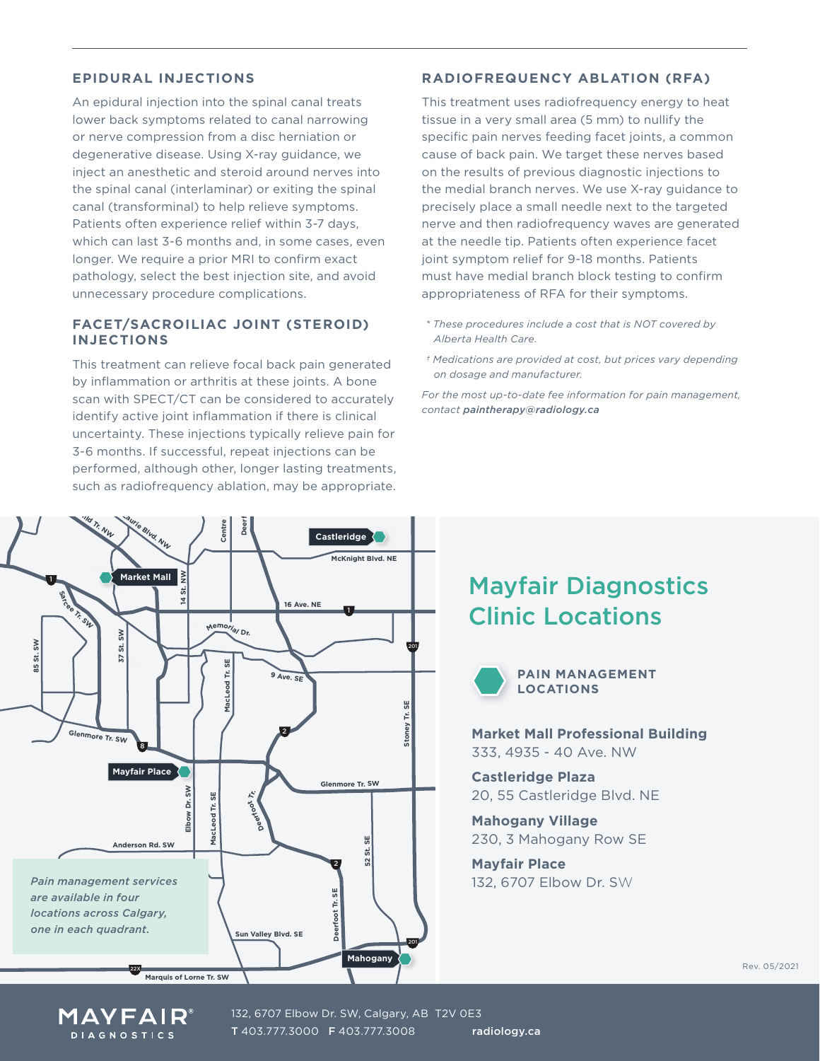## EPIDURAL INJECTIONS

An epidural injection into the spinal canal treats lower back symptoms related to canal narrowing or nerve compression from a disc herniation or degenerative disease. Using X-ray guidance, we inject an anesthetic and steroid around nerves into the spinal canal (interlaminar) or exiting the spinal canal (transforminal) to help relieve symptoms. Patients often experience relief within 3-7 days, which can last 3-6 months and, in some cases, even longer. We require a prior MRI to confirm exact pathology, select the best injection site, and avoid unnecessary procedure complications.

## FACET/SACROILIAC JOINT (STEROID) INJECTIONS

This treatment can relieve focal back pain generated by inflammation or arthritis at these joints. A bone scan with SPECT/CT can be considered to accurately identify active joint inflammation if there is clinical uncertainty. These injections typically relieve pain for 3-6 months. If successful, repeat injections can be performed, although other, longer lasting treatments, such as radiofrequency ablation, may be appropriate.

## RADIOFREQUENCY ABLATION (RFA)

This treatment uses radiofrequency energy to heat tissue in a very small area (5 mm) to nullify the specific pain nerves feeding facet joints, a common cause of back pain. We target these nerves based on the results of previous diagnostic injections to the medial branch nerves. We use X-ray guidance to precisely place a small needle next to the targeted nerve and then radiofrequency waves are generated at the needle tip. Patients often experience facet joint symptom relief for 9-18 months. Patients must have medial branch block testing to confirm appropriateness of RFA for their symptoms.

*\* These procedures include a cost that is NOT covered by Alberta Health Care.*

*† Medications are provided at cost, but prices vary depending on dosage and manufacturer.*

*For the most up-to-date fee information for pain management, contact **paintherapy@radiology.ca***

Castleridge

Market Mall

Mayfair Place

Mahogany

*Pain management services are available in four locations across Calgary, one in each quadrant.*

# Mayfair Diagnostics Clinic Locations

### PAIN MANAGEMENT LOCATIONS

**Market Mall Professional Building**
333, 4935 - 40 Ave. NW

**Castleridge Plaza**
20, 55 Castleridge Blvd. NE

**Mahogany Village**
230, 3 Mahogany Row SE

**Mayfair Place**
132, 6707 Elbow Dr. SW

Rev. 05/2021

MAYFAIR® DIAGNOSTICS

132, 6707 Elbow Dr. SW, Calgary, AB T2V 0E3
**T** 403.777.3000 **F** 403.777.3008 **radiology.ca**